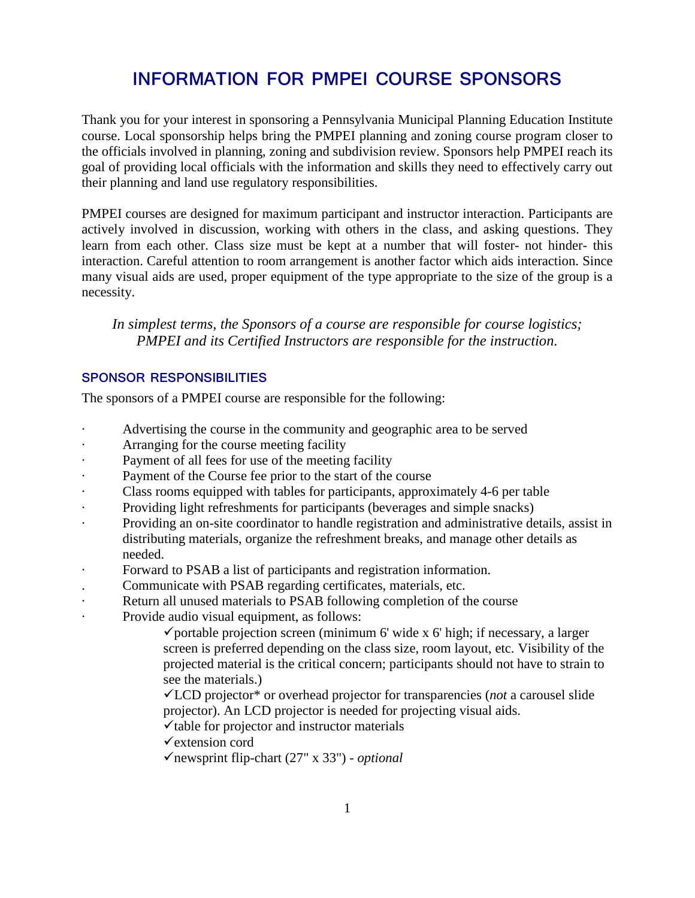# INFORMATION FOR PMPEI COURSE SPONSORS

Thank you for your interest in sponsoring a Pennsylvania Municipal Planning Education Institute course. Local sponsorship helps bring the PMPEI planning and zoning course program closer to the officials involved in planning, zoning and subdivision review. Sponsors help PMPEI reach its goal of providing local officials with the information and skills they need to effectively carry out their planning and land use regulatory responsibilities.

PMPEI courses are designed for maximum participant and instructor interaction. Participants are actively involved in discussion, working with others in the class, and asking questions. They learn from each other. Class size must be kept at a number that will foster- not hinder- this interaction. Careful attention to room arrangement is another factor which aids interaction. Since many visual aids are used, proper equipment of the type appropriate to the size of the group is a necessity.

*In simplest terms, the Sponsors of a course are responsible for course logistics; PMPEI and its Certified Instructors are responsible for the instruction.*

## SPONSOR RESPONSIBILITIES

The sponsors of a PMPEI course are responsible for the following:

- Advertising the course in the community and geographic area to be served
- Arranging for the course meeting facility
- Payment of all fees for use of the meeting facility
- Payment of the Course fee prior to the start of the course
- Class rooms equipped with tables for participants, approximately 4-6 per table
- Providing light refreshments for participants (beverages and simple snacks)
- Providing an on-site coordinator to handle registration and administrative details, assist in distributing materials, organize the refreshment breaks, and manage other details as needed.
- Forward to PSAB a list of participants and registration information.
- Communicate with PSAB regarding certificates, materials, etc.
- Return all unused materials to PSAB following completion of the course
- Provide audio visual equipment, as follows:
  - ✓portable projection screen (minimum 6' wide x 6' high; if necessary, a larger screen is preferred depending on the class size, room layout, etc. Visibility of the projected material is the critical concern; participants should not have to strain to see the materials.)
  - ✓LCD projector* or overhead projector for transparencies (*not* a carousel slide projector). An LCD projector is needed for projecting visual aids.
  - ✓table for projector and instructor materials
  - ✓extension cord
  - ✓newsprint flip-chart (27" x 33") - *optional*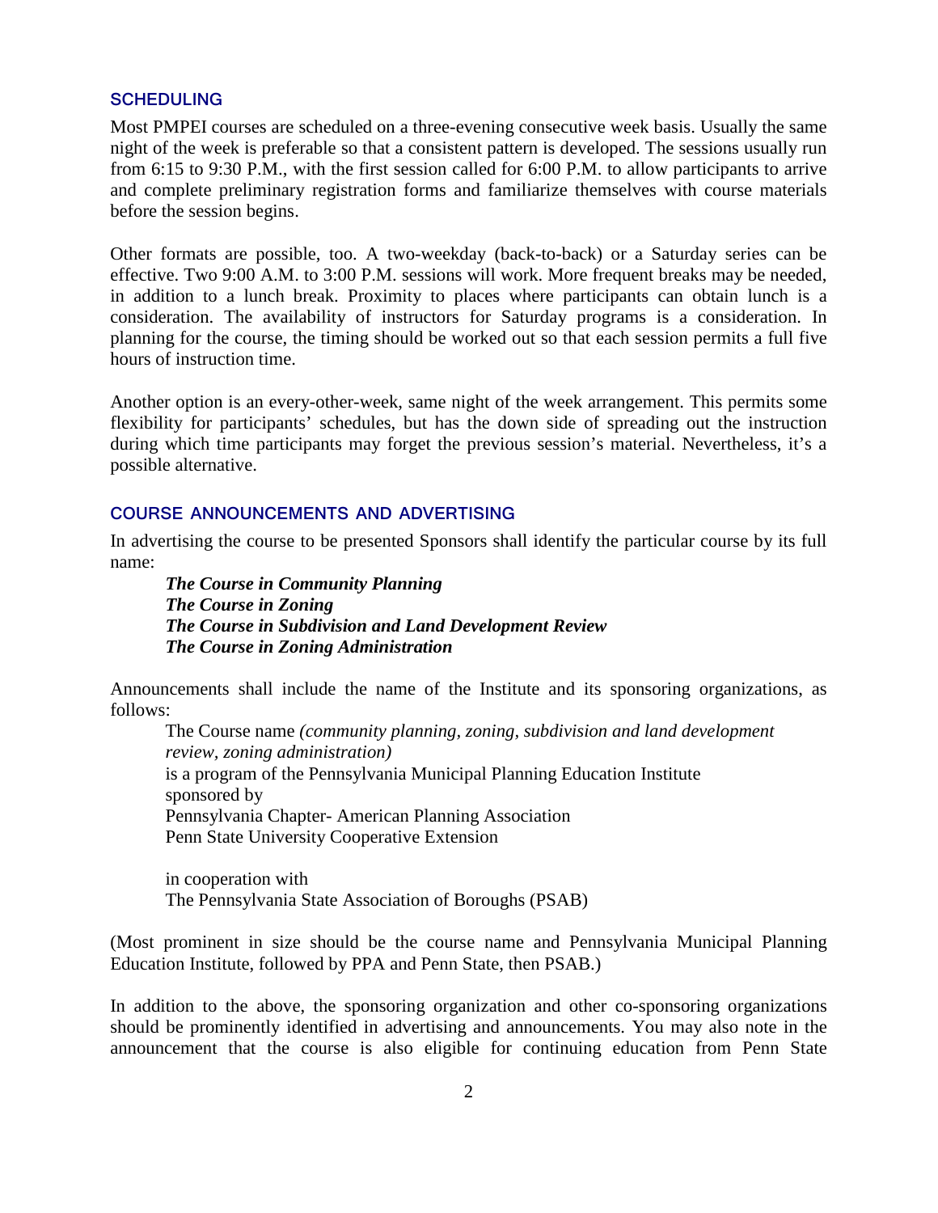## SCHEDULING

Most PMPEI courses are scheduled on a three-evening consecutive week basis. Usually the same night of the week is preferable so that a consistent pattern is developed. The sessions usually run from 6:15 to 9:30 P.M., with the first session called for 6:00 P.M. to allow participants to arrive and complete preliminary registration forms and familiarize themselves with course materials before the session begins.

Other formats are possible, too. A two-weekday (back-to-back) or a Saturday series can be effective. Two 9:00 A.M. to 3:00 P.M. sessions will work. More frequent breaks may be needed, in addition to a lunch break. Proximity to places where participants can obtain lunch is a consideration. The availability of instructors for Saturday programs is a consideration. In planning for the course, the timing should be worked out so that each session permits a full five hours of instruction time.

Another option is an every-other-week, same night of the week arrangement. This permits some flexibility for participants' schedules, but has the down side of spreading out the instruction during which time participants may forget the previous session's material. Nevertheless, it's a possible alternative.

## COURSE ANNOUNCEMENTS AND ADVERTISING

In advertising the course to be presented Sponsors shall identify the particular course by its full name:

> ***The Course in Community Planning***
> ***The Course in Zoning***
> ***The Course in Subdivision and Land Development Review***
> ***The Course in Zoning Administration***

Announcements shall include the name of the Institute and its sponsoring organizations, as follows:

> The Course name *(community planning, zoning, subdivision and land development review, zoning administration)*
> is a program of the Pennsylvania Municipal Planning Education Institute
> sponsored by
> Pennsylvania Chapter- American Planning Association
> Penn State University Cooperative Extension
>
> in cooperation with
> The Pennsylvania State Association of Boroughs (PSAB)

(Most prominent in size should be the course name and Pennsylvania Municipal Planning Education Institute, followed by PPA and Penn State, then PSAB.)

In addition to the above, the sponsoring organization and other co-sponsoring organizations should be prominently identified in advertising and announcements. You may also note in the announcement that the course is also eligible for continuing education from Penn State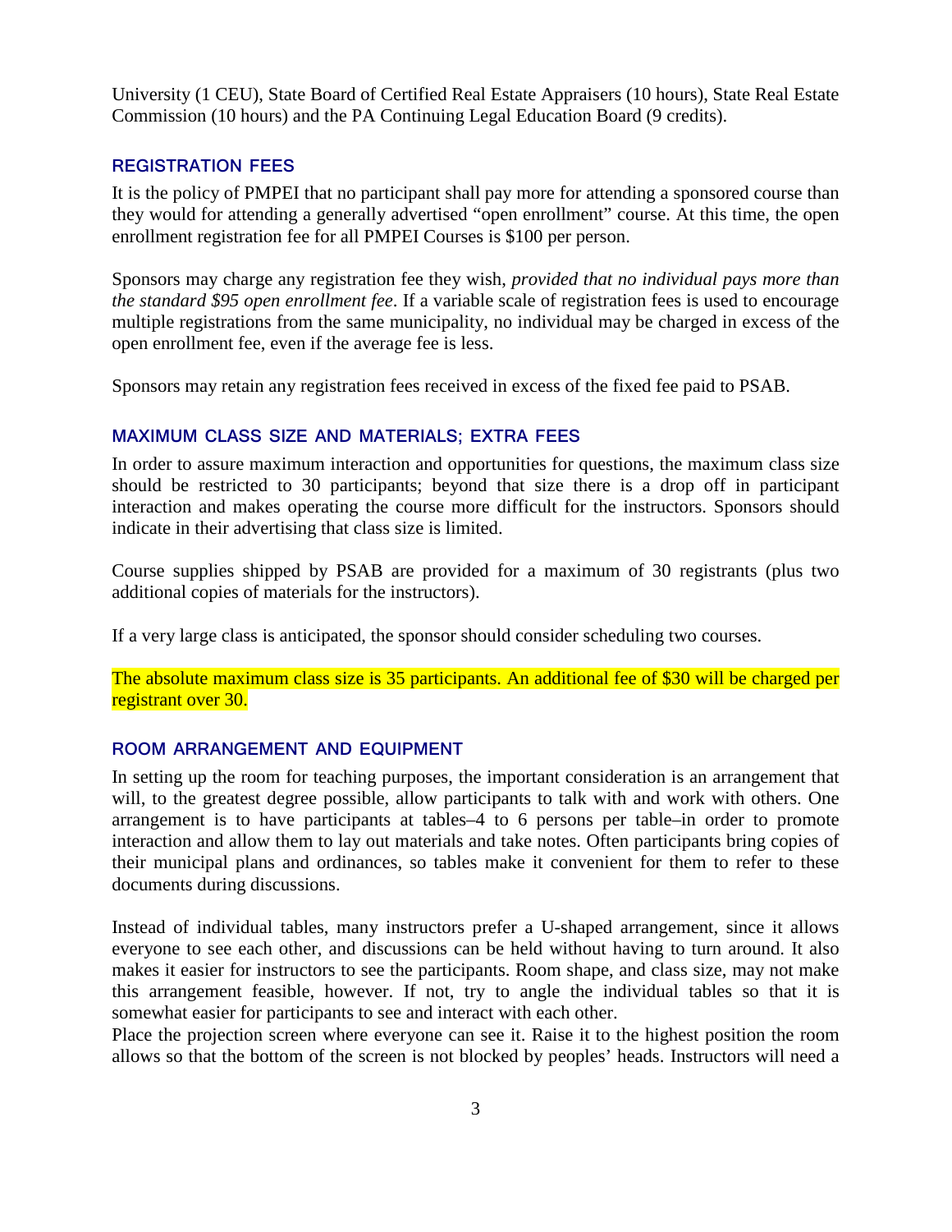University (1 CEU), State Board of Certified Real Estate Appraisers (10 hours), State Real Estate Commission (10 hours) and the PA Continuing Legal Education Board (9 credits).

## REGISTRATION FEES

It is the policy of PMPEI that no participant shall pay more for attending a sponsored course than they would for attending a generally advertised "open enrollment" course. At this time, the open enrollment registration fee for all PMPEI Courses is $100 per person.

Sponsors may charge any registration fee they wish, *provided that no individual pays more than the standard $95 open enrollment fee*. If a variable scale of registration fees is used to encourage multiple registrations from the same municipality, no individual may be charged in excess of the open enrollment fee, even if the average fee is less.

Sponsors may retain any registration fees received in excess of the fixed fee paid to PSAB.

## MAXIMUM CLASS SIZE AND MATERIALS; EXTRA FEES

In order to assure maximum interaction and opportunities for questions, the maximum class size should be restricted to 30 participants; beyond that size there is a drop off in participant interaction and makes operating the course more difficult for the instructors. Sponsors should indicate in their advertising that class size is limited.

Course supplies shipped by PSAB are provided for a maximum of 30 registrants (plus two additional copies of materials for the instructors).

If a very large class is anticipated, the sponsor should consider scheduling two courses.

The absolute maximum class size is 35 participants. An additional fee of $30 will be charged per registrant over 30.

## ROOM ARRANGEMENT AND EQUIPMENT

In setting up the room for teaching purposes, the important consideration is an arrangement that will, to the greatest degree possible, allow participants to talk with and work with others. One arrangement is to have participants at tables–4 to 6 persons per table–in order to promote interaction and allow them to lay out materials and take notes. Often participants bring copies of their municipal plans and ordinances, so tables make it convenient for them to refer to these documents during discussions.

Instead of individual tables, many instructors prefer a U-shaped arrangement, since it allows everyone to see each other, and discussions can be held without having to turn around. It also makes it easier for instructors to see the participants. Room shape, and class size, may not make this arrangement feasible, however. If not, try to angle the individual tables so that it is somewhat easier for participants to see and interact with each other.

Place the projection screen where everyone can see it. Raise it to the highest position the room allows so that the bottom of the screen is not blocked by peoples' heads. Instructors will need a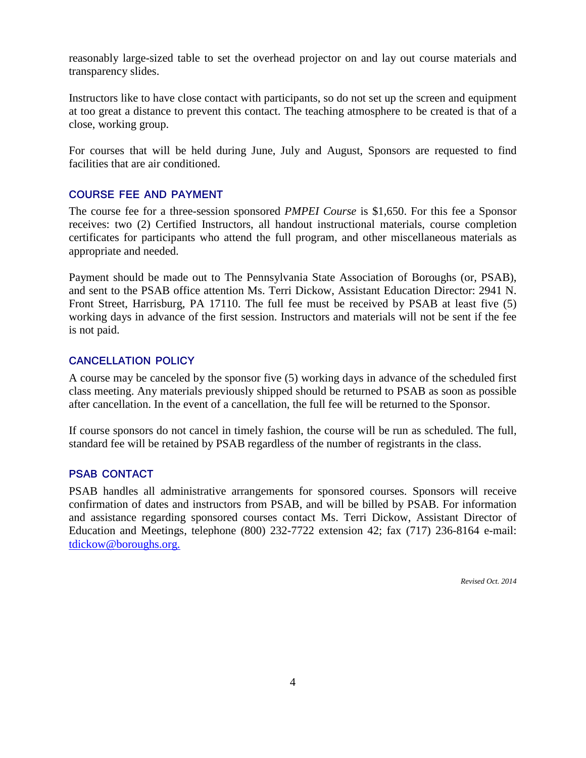reasonably large-sized table to set the overhead projector on and lay out course materials and transparency slides.

Instructors like to have close contact with participants, so do not set up the screen and equipment at too great a distance to prevent this contact. The teaching atmosphere to be created is that of a close, working group.

For courses that will be held during June, July and August, Sponsors are requested to find facilities that are air conditioned.

### COURSE FEE AND PAYMENT

The course fee for a three-session sponsored *PMPEI Course* is $1,650. For this fee a Sponsor receives: two (2) Certified Instructors, all handout instructional materials, course completion certificates for participants who attend the full program, and other miscellaneous materials as appropriate and needed.

Payment should be made out to The Pennsylvania State Association of Boroughs (or, PSAB), and sent to the PSAB office attention Ms. Terri Dickow, Assistant Education Director: 2941 N. Front Street, Harrisburg, PA 17110. The full fee must be received by PSAB at least five (5) working days in advance of the first session. Instructors and materials will not be sent if the fee is not paid.

### CANCELLATION POLICY

A course may be canceled by the sponsor five (5) working days in advance of the scheduled first class meeting. Any materials previously shipped should be returned to PSAB as soon as possible after cancellation. In the event of a cancellation, the full fee will be returned to the Sponsor.

If course sponsors do not cancel in timely fashion, the course will be run as scheduled. The full, standard fee will be retained by PSAB regardless of the number of registrants in the class.

### PSAB CONTACT

PSAB handles all administrative arrangements for sponsored courses. Sponsors will receive confirmation of dates and instructors from PSAB, and will be billed by PSAB. For information and assistance regarding sponsored courses contact Ms. Terri Dickow, Assistant Director of Education and Meetings, telephone (800) 232-7722 extension 42; fax (717) 236-8164 e-mail: tdickow@boroughs.org.

*Revised Oct. 2014*